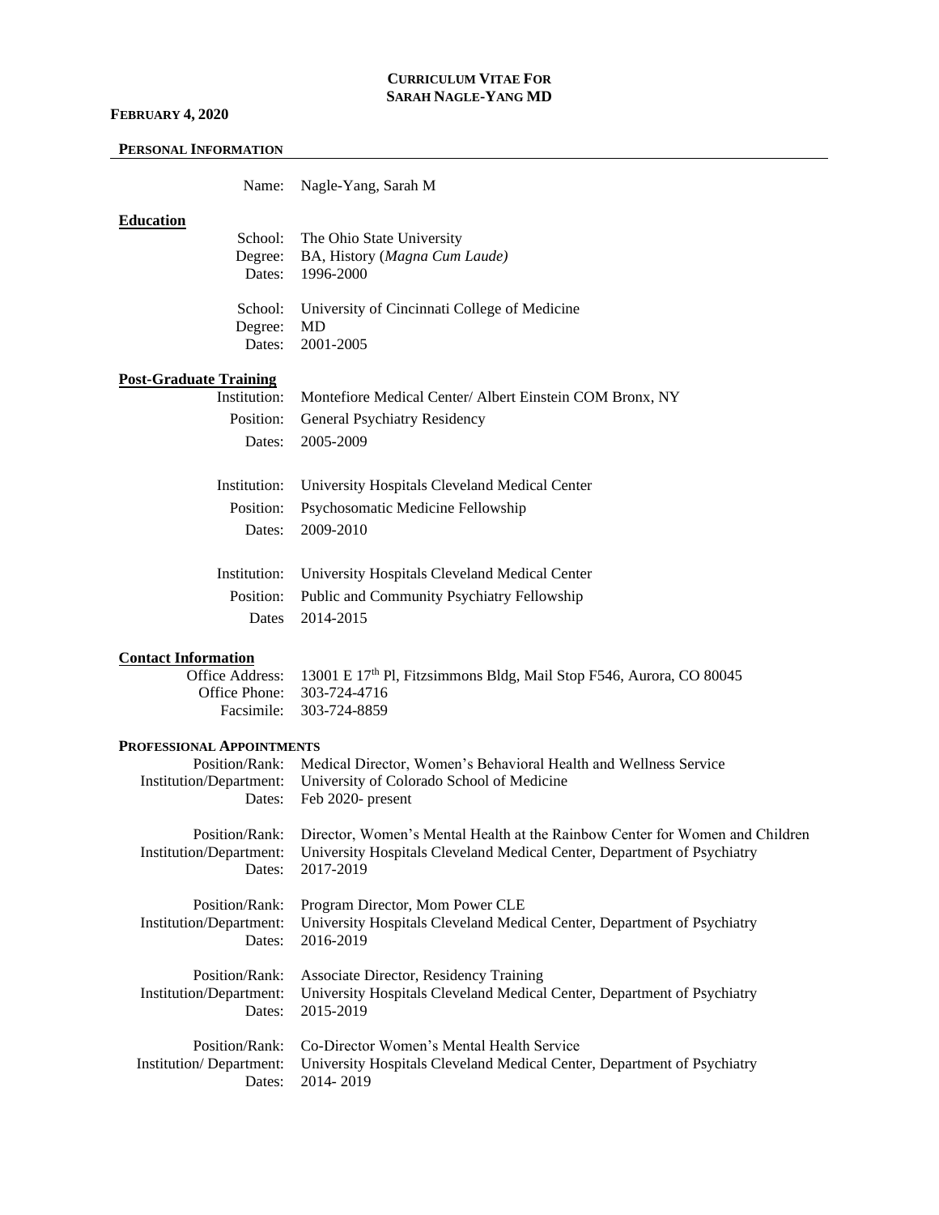# CURRICULUM VITAE FOR SARAH NAGLE-YANG MD

**FEBRUARY 4, 2020**

## PERSONAL INFORMATION

Name: Nagle-Yang, Sarah M

### Education

School: The Ohio State University
Degree: BA, History (*Magna Cum Laude)*
Dates: 1996-2000

School: University of Cincinnati College of Medicine
Degree: MD
Dates: 2001-2005

### Post-Graduate Training

Institution: Montefiore Medical Center/ Albert Einstein COM Bronx, NY
Position: General Psychiatry Residency
Dates: 2005-2009

Institution: University Hospitals Cleveland Medical Center
Position: Psychosomatic Medicine Fellowship
Dates: 2009-2010

Institution: University Hospitals Cleveland Medical Center
Position: Public and Community Psychiatry Fellowship
Dates 2014-2015

### Contact Information

Office Address: 13001 E 17th Pl, Fitzsimmons Bldg, Mail Stop F546, Aurora, CO 80045
Office Phone: 303-724-4716
Facsimile: 303-724-8859

## PROFESSIONAL APPOINTMENTS

Position/Rank: Medical Director, Women's Behavioral Health and Wellness Service
Institution/Department: University of Colorado School of Medicine
Dates: Feb 2020- present

Position/Rank: Director, Women's Mental Health at the Rainbow Center for Women and Children
Institution/Department: University Hospitals Cleveland Medical Center, Department of Psychiatry
Dates: 2017-2019

Position/Rank: Program Director, Mom Power CLE
Institution/Department: University Hospitals Cleveland Medical Center, Department of Psychiatry
Dates: 2016-2019

Position/Rank: Associate Director, Residency Training
Institution/Department: University Hospitals Cleveland Medical Center, Department of Psychiatry
Dates: 2015-2019

Position/Rank: Co-Director Women's Mental Health Service
Institution/ Department: University Hospitals Cleveland Medical Center, Department of Psychiatry
Dates: 2014- 2019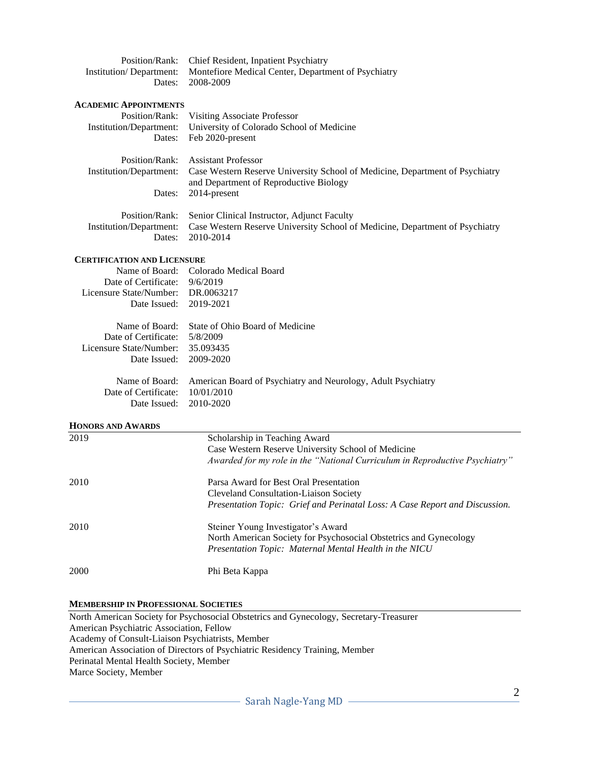Position/Rank: Chief Resident, Inpatient Psychiatry
Institution/ Department: Montefiore Medical Center, Department of Psychiatry
Dates: 2008-2009

### ACADEMIC APPOINTMENTS

Position/Rank: Visiting Associate Professor
Institution/Department: University of Colorado School of Medicine
Dates: Feb 2020-present

Position/Rank: Assistant Professor
Institution/Department: Case Western Reserve University School of Medicine, Department of Psychiatry and Department of Reproductive Biology
Dates: 2014-present

Position/Rank: Senior Clinical Instructor, Adjunct Faculty
Institution/Department: Case Western Reserve University School of Medicine, Department of Psychiatry
Dates: 2010-2014

### CERTIFICATION AND LICENSURE

Name of Board: Colorado Medical Board
Date of Certificate: 9/6/2019
Licensure State/Number: DR.0063217
Date Issued: 2019-2021

Name of Board: State of Ohio Board of Medicine
Date of Certificate: 5/8/2009
Licensure State/Number: 35.093435
Date Issued: 2009-2020

Name of Board: American Board of Psychiatry and Neurology, Adult Psychiatry
Date of Certificate: 10/01/2010
Date Issued: 2010-2020

### HONORS AND AWARDS

2019 — Scholarship in Teaching Award
Case Western Reserve University School of Medicine
*Awarded for my role in the "National Curriculum in Reproductive Psychiatry"*

2010 — Parsa Award for Best Oral Presentation
Cleveland Consultation-Liaison Society
*Presentation Topic: Grief and Perinatal Loss: A Case Report and Discussion.*

2010 — Steiner Young Investigator's Award
North American Society for Psychosocial Obstetrics and Gynecology
*Presentation Topic: Maternal Mental Health in the NICU*

2000 — Phi Beta Kappa

### MEMBERSHIP IN PROFESSIONAL SOCIETIES

North American Society for Psychosocial Obstetrics and Gynecology, Secretary-Treasurer
American Psychiatric Association, Fellow
Academy of Consult-Liaison Psychiatrists, Member
American Association of Directors of Psychiatric Residency Training, Member
Perinatal Mental Health Society, Member
Marce Society, Member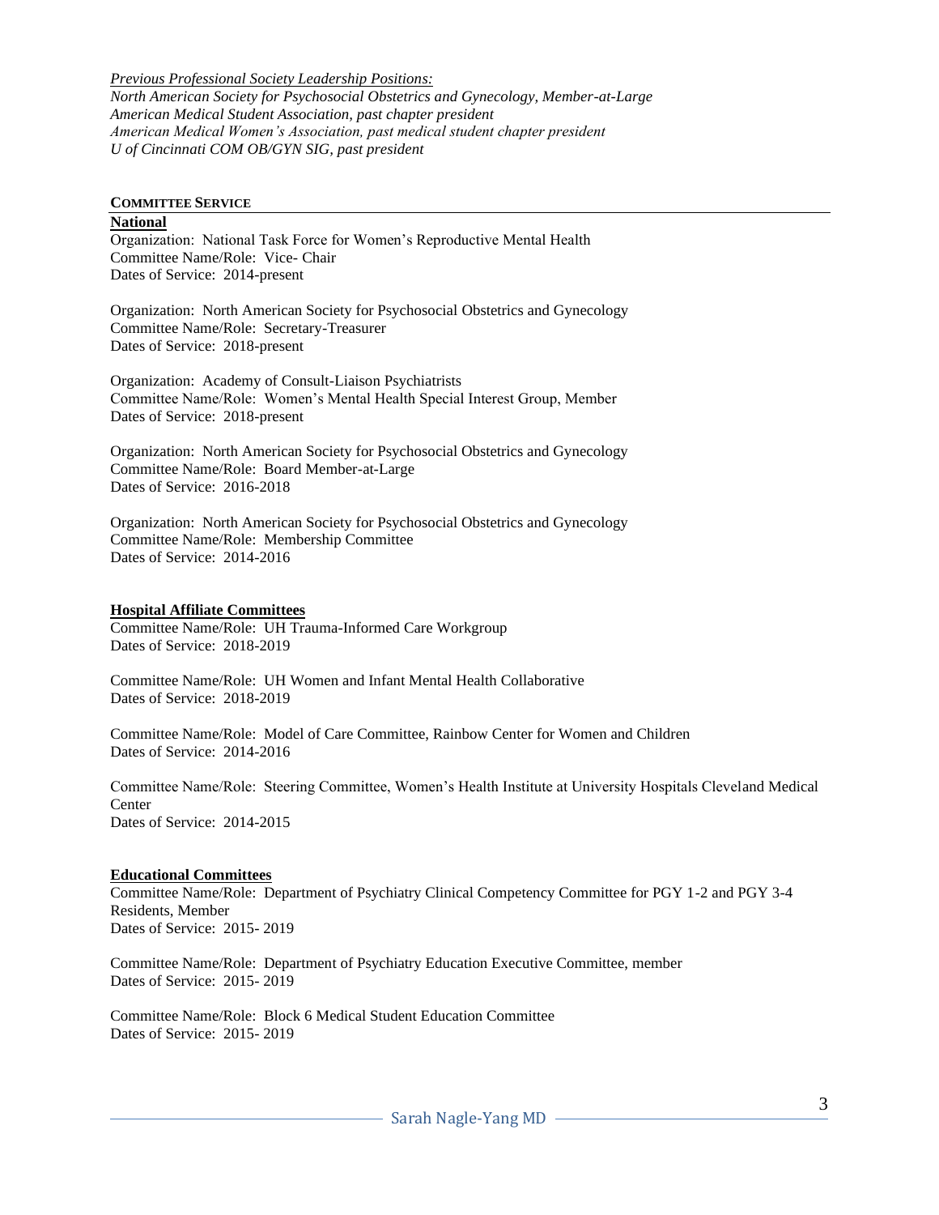*Previous Professional Society Leadership Positions:*

*North American Society for Psychosocial Obstetrics and Gynecology, Member-at-Large*
*American Medical Student Association, past chapter president*
*American Medical Women's Association, past medical student chapter president*
*U of Cincinnati COM OB/GYN SIG, past president*

## COMMITTEE SERVICE

### National

Organization: National Task Force for Women's Reproductive Mental Health
Committee Name/Role: Vice- Chair
Dates of Service: 2014-present

Organization: North American Society for Psychosocial Obstetrics and Gynecology
Committee Name/Role: Secretary-Treasurer
Dates of Service: 2018-present

Organization: Academy of Consult-Liaison Psychiatrists
Committee Name/Role: Women's Mental Health Special Interest Group, Member
Dates of Service: 2018-present

Organization: North American Society for Psychosocial Obstetrics and Gynecology
Committee Name/Role: Board Member-at-Large
Dates of Service: 2016-2018

Organization: North American Society for Psychosocial Obstetrics and Gynecology
Committee Name/Role: Membership Committee
Dates of Service: 2014-2016

### Hospital Affiliate Committees

Committee Name/Role: UH Trauma-Informed Care Workgroup
Dates of Service: 2018-2019

Committee Name/Role: UH Women and Infant Mental Health Collaborative
Dates of Service: 2018-2019

Committee Name/Role: Model of Care Committee, Rainbow Center for Women and Children
Dates of Service: 2014-2016

Committee Name/Role: Steering Committee, Women's Health Institute at University Hospitals Cleveland Medical Center
Dates of Service: 2014-2015

### Educational Committees

Committee Name/Role: Department of Psychiatry Clinical Competency Committee for PGY 1-2 and PGY 3-4 Residents, Member
Dates of Service: 2015- 2019

Committee Name/Role: Department of Psychiatry Education Executive Committee, member
Dates of Service: 2015- 2019

Committee Name/Role: Block 6 Medical Student Education Committee
Dates of Service: 2015- 2019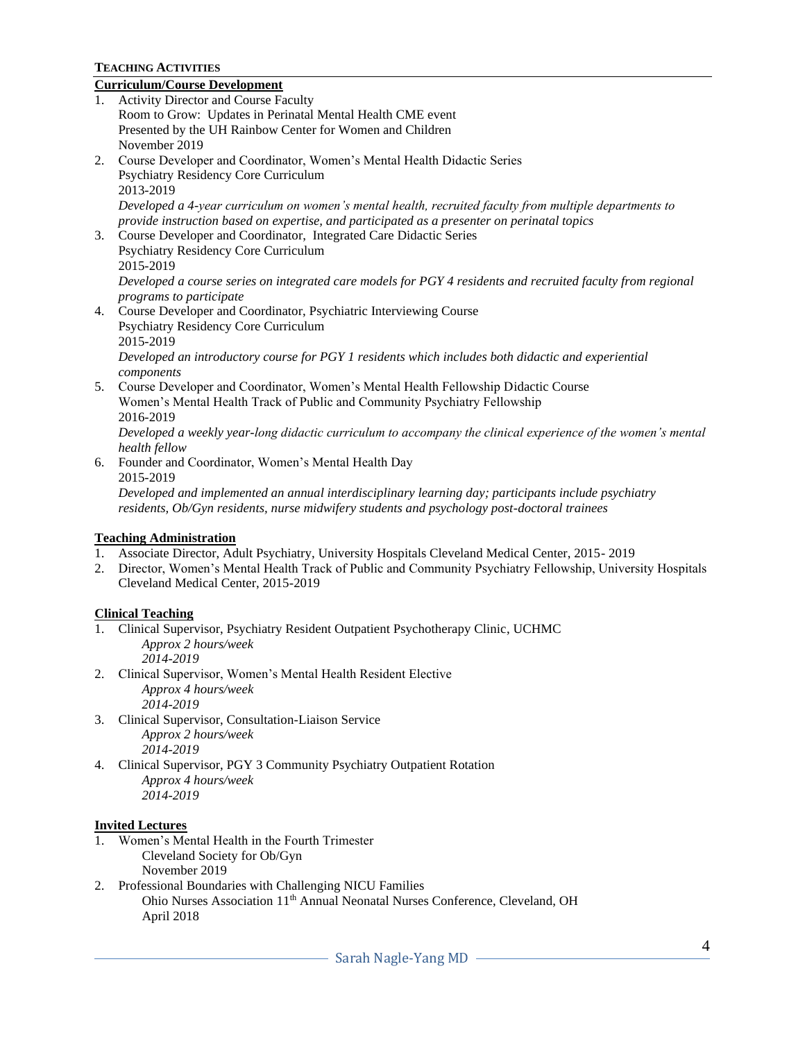## TEACHING ACTIVITIES

### Curriculum/Course Development

1. Activity Director and Course Faculty
   Room to Grow: Updates in Perinatal Mental Health CME event
   Presented by the UH Rainbow Center for Women and Children
   November 2019
2. Course Developer and Coordinator, Women's Mental Health Didactic Series
   Psychiatry Residency Core Curriculum
   2013-2019
   *Developed a 4-year curriculum on women's mental health, recruited faculty from multiple departments to provide instruction based on expertise, and participated as a presenter on perinatal topics*
3. Course Developer and Coordinator, Integrated Care Didactic Series
   Psychiatry Residency Core Curriculum
   2015-2019
   *Developed a course series on integrated care models for PGY 4 residents and recruited faculty from regional programs to participate*
4. Course Developer and Coordinator, Psychiatric Interviewing Course
   Psychiatry Residency Core Curriculum
   2015-2019
   *Developed an introductory course for PGY 1 residents which includes both didactic and experiential components*
5. Course Developer and Coordinator, Women's Mental Health Fellowship Didactic Course
   Women's Mental Health Track of Public and Community Psychiatry Fellowship
   2016-2019
   *Developed a weekly year-long didactic curriculum to accompany the clinical experience of the women's mental health fellow*
6. Founder and Coordinator, Women's Mental Health Day
   2015-2019
   *Developed and implemented an annual interdisciplinary learning day; participants include psychiatry residents, Ob/Gyn residents, nurse midwifery students and psychology post-doctoral trainees*

### Teaching Administration

1. Associate Director, Adult Psychiatry, University Hospitals Cleveland Medical Center, 2015- 2019
2. Director, Women's Mental Health Track of Public and Community Psychiatry Fellowship, University Hospitals Cleveland Medical Center, 2015-2019

### Clinical Teaching

1. Clinical Supervisor, Psychiatry Resident Outpatient Psychotherapy Clinic, UCHMC
   *Approx 2 hours/week*
   *2014-2019*
2. Clinical Supervisor, Women's Mental Health Resident Elective
   *Approx 4 hours/week*
   *2014-2019*
3. Clinical Supervisor, Consultation-Liaison Service
   *Approx 2 hours/week*
   *2014-2019*
4. Clinical Supervisor, PGY 3 Community Psychiatry Outpatient Rotation
   *Approx 4 hours/week*
   *2014-2019*

### Invited Lectures

1. Women's Mental Health in the Fourth Trimester
   Cleveland Society for Ob/Gyn
   November 2019
2. Professional Boundaries with Challenging NICU Families
   Ohio Nurses Association 11th Annual Neonatal Nurses Conference, Cleveland, OH
   April 2018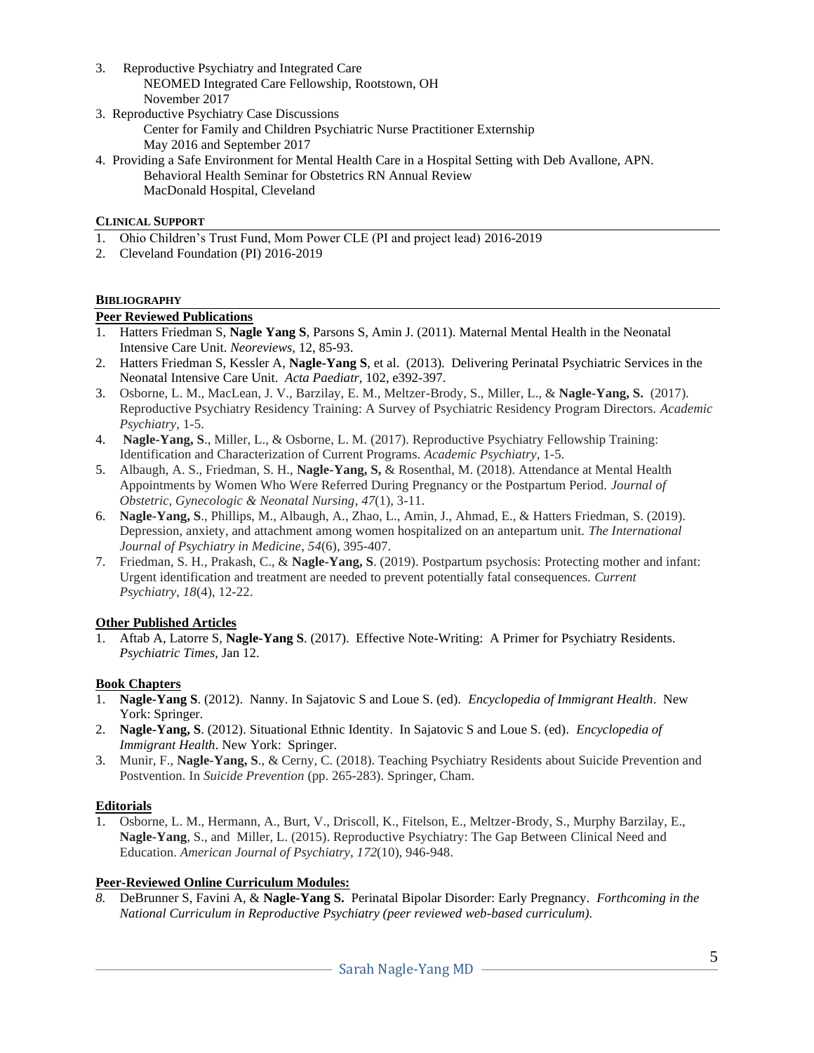3. Reproductive Psychiatry and Integrated Care
   NEOMED Integrated Care Fellowship, Rootstown, OH
   November 2017
3. Reproductive Psychiatry Case Discussions
   Center for Family and Children Psychiatric Nurse Practitioner Externship
   May 2016 and September 2017
4. Providing a Safe Environment for Mental Health Care in a Hospital Setting with Deb Avallone, APN.
   Behavioral Health Seminar for Obstetrics RN Annual Review
   MacDonald Hospital, Cleveland

### CLINICAL SUPPORT

1. Ohio Children's Trust Fund, Mom Power CLE (PI and project lead) 2016-2019
2. Cleveland Foundation (PI) 2016-2019

### BIBLIOGRAPHY

#### Peer Reviewed Publications

1. Hatters Friedman S, **Nagle Yang S**, Parsons S, Amin J. (2011). Maternal Mental Health in the Neonatal Intensive Care Unit. *Neoreviews*, 12, 85-93.
2. Hatters Friedman S, Kessler A, **Nagle-Yang S**, et al. (2013). Delivering Perinatal Psychiatric Services in the Neonatal Intensive Care Unit. *Acta Paediatr,* 102, e392-397.
3. Osborne, L. M., MacLean, J. V., Barzilay, E. M., Meltzer-Brody, S., Miller, L., & **Nagle-Yang, S.** (2017). Reproductive Psychiatry Residency Training: A Survey of Psychiatric Residency Program Directors. *Academic Psychiatry*, 1-5.
4. **Nagle-Yang, S**., Miller, L., & Osborne, L. M. (2017). Reproductive Psychiatry Fellowship Training: Identification and Characterization of Current Programs. *Academic Psychiatry*, 1-5.
5. Albaugh, A. S., Friedman, S. H., **Nagle-Yang, S,** & Rosenthal, M. (2018). Attendance at Mental Health Appointments by Women Who Were Referred During Pregnancy or the Postpartum Period. *Journal of Obstetric, Gynecologic & Neonatal Nursing*, *47*(1), 3-11.
6. **Nagle-Yang, S**., Phillips, M., Albaugh, A., Zhao, L., Amin, J., Ahmad, E., & Hatters Friedman, S. (2019). Depression, anxiety, and attachment among women hospitalized on an antepartum unit. *The International Journal of Psychiatry in Medicine*, *54*(6), 395-407.
7. Friedman, S. H., Prakash, C., & **Nagle-Yang, S**. (2019). Postpartum psychosis: Protecting mother and infant: Urgent identification and treatment are needed to prevent potentially fatal consequences. *Current Psychiatry*, *18*(4), 12-22.

#### Other Published Articles

1. Aftab A, Latorre S, **Nagle-Yang S**. (2017). Effective Note-Writing: A Primer for Psychiatry Residents. *Psychiatric Times,* Jan 12.

#### Book Chapters

1. **Nagle-Yang S**. (2012). Nanny. In Sajatovic S and Loue S. (ed). *Encyclopedia of Immigrant Health*. New York: Springer.
2. **Nagle-Yang, S**. (2012). Situational Ethnic Identity. In Sajatovic S and Loue S. (ed). *Encyclopedia of Immigrant Health*. New York: Springer.
3. Munir, F., **Nagle-Yang, S**., & Cerny, C. (2018). Teaching Psychiatry Residents about Suicide Prevention and Postvention. In *Suicide Prevention* (pp. 265-283). Springer, Cham.

#### Editorials

1. Osborne, L. M., Hermann, A., Burt, V., Driscoll, K., Fitelson, E., Meltzer-Brody, S., Murphy Barzilay, E., **Nagle-Yang**, S., and Miller, L. (2015). Reproductive Psychiatry: The Gap Between Clinical Need and Education. *American Journal of Psychiatry*, *172*(10), 946-948.

#### Peer-Reviewed Online Curriculum Modules:

*8.* DeBrunner S, Favini A, & **Nagle-Yang S.** Perinatal Bipolar Disorder: Early Pregnancy. *Forthcoming in the National Curriculum in Reproductive Psychiatry (peer reviewed web-based curriculum).*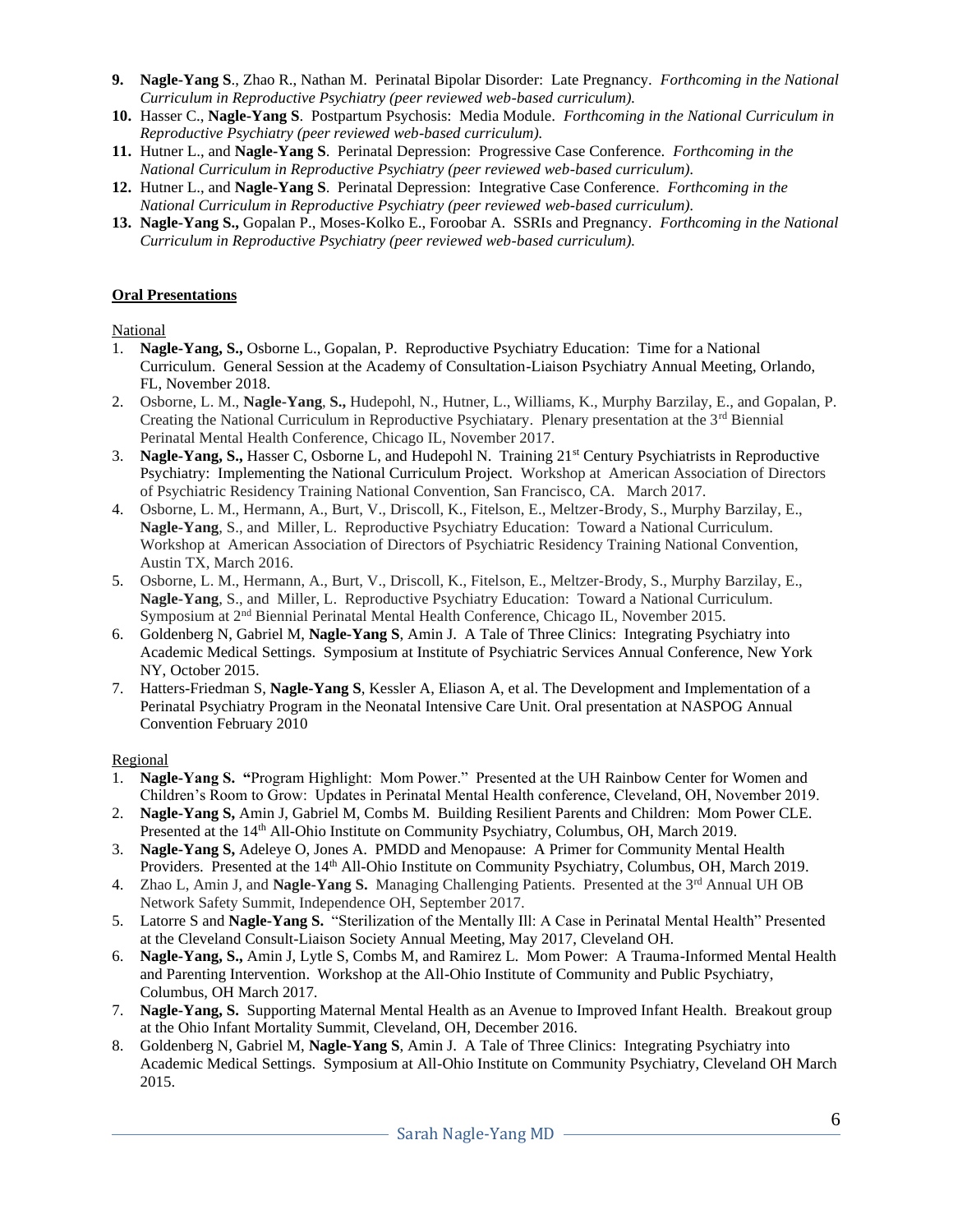9. **Nagle-Yang S**., Zhao R., Nathan M. Perinatal Bipolar Disorder: Late Pregnancy. *Forthcoming in the National Curriculum in Reproductive Psychiatry (peer reviewed web-based curriculum).*
10. Hasser C., **Nagle-Yang S**. Postpartum Psychosis: Media Module. *Forthcoming in the National Curriculum in Reproductive Psychiatry (peer reviewed web-based curriculum).*
11. Hutner L., and **Nagle-Yang S**. Perinatal Depression: Progressive Case Conference. *Forthcoming in the National Curriculum in Reproductive Psychiatry (peer reviewed web-based curriculum).*
12. Hutner L., and **Nagle-Yang S**. Perinatal Depression: Integrative Case Conference. *Forthcoming in the National Curriculum in Reproductive Psychiatry (peer reviewed web-based curriculum).*
13. **Nagle-Yang S.,** Gopalan P., Moses-Kolko E., Foroobar A. SSRIs and Pregnancy. *Forthcoming in the National Curriculum in Reproductive Psychiatry (peer reviewed web-based curriculum).*

## Oral Presentations

National

1. **Nagle-Yang, S.,** Osborne L., Gopalan, P. Reproductive Psychiatry Education: Time for a National Curriculum. General Session at the Academy of Consultation-Liaison Psychiatry Annual Meeting, Orlando, FL, November 2018.
2. Osborne, L. M., **Nagle-Yang**, **S.,** Hudepohl, N., Hutner, L., Williams, K., Murphy Barzilay, E., and Gopalan, P. Creating the National Curriculum in Reproductive Psychiatry. Plenary presentation at the 3rd Biennial Perinatal Mental Health Conference, Chicago IL, November 2017.
3. **Nagle-Yang, S.,** Hasser C, Osborne L, and Hudepohl N. Training 21st Century Psychiatrists in Reproductive Psychiatry: Implementing the National Curriculum Project. Workshop at American Association of Directors of Psychiatric Residency Training National Convention, San Francisco, CA. March 2017.
4. Osborne, L. M., Hermann, A., Burt, V., Driscoll, K., Fitelson, E., Meltzer-Brody, S., Murphy Barzilay, E., **Nagle-Yang**, S., and Miller, L. Reproductive Psychiatry Education: Toward a National Curriculum. Workshop at American Association of Directors of Psychiatric Residency Training National Convention, Austin TX, March 2016.
5. Osborne, L. M., Hermann, A., Burt, V., Driscoll, K., Fitelson, E., Meltzer-Brody, S., Murphy Barzilay, E., **Nagle-Yang**, S., and Miller, L. Reproductive Psychiatry Education: Toward a National Curriculum. Symposium at 2nd Biennial Perinatal Mental Health Conference, Chicago IL, November 2015.
6. Goldenberg N, Gabriel M, **Nagle-Yang S**, Amin J. A Tale of Three Clinics: Integrating Psychiatry into Academic Medical Settings. Symposium at Institute of Psychiatric Services Annual Conference, New York NY, October 2015.
7. Hatters-Friedman S, **Nagle-Yang S**, Kessler A, Eliason A, et al. The Development and Implementation of a Perinatal Psychiatry Program in the Neonatal Intensive Care Unit. Oral presentation at NASPOG Annual Convention February 2010

Regional

1. **Nagle-Yang S. "**Program Highlight: Mom Power." Presented at the UH Rainbow Center for Women and Children's Room to Grow: Updates in Perinatal Mental Health conference, Cleveland, OH, November 2019.
2. **Nagle-Yang S,** Amin J, Gabriel M, Combs M. Building Resilient Parents and Children: Mom Power CLE. Presented at the 14th All-Ohio Institute on Community Psychiatry, Columbus, OH, March 2019.
3. **Nagle-Yang S,** Adeleye O, Jones A. PMDD and Menopause: A Primer for Community Mental Health Providers. Presented at the 14th All-Ohio Institute on Community Psychiatry, Columbus, OH, March 2019.
4. Zhao L, Amin J, and **Nagle-Yang S.** Managing Challenging Patients. Presented at the 3rd Annual UH OB Network Safety Summit, Independence OH, September 2017.
5. Latorre S and **Nagle-Yang S.** "Sterilization of the Mentally Ill: A Case in Perinatal Mental Health" Presented at the Cleveland Consult-Liaison Society Annual Meeting, May 2017, Cleveland OH.
6. **Nagle-Yang, S.,** Amin J, Lytle S, Combs M, and Ramirez L. Mom Power: A Trauma-Informed Mental Health and Parenting Intervention. Workshop at the All-Ohio Institute of Community and Public Psychiatry, Columbus, OH March 2017.
7. **Nagle-Yang, S.** Supporting Maternal Mental Health as an Avenue to Improved Infant Health. Breakout group at the Ohio Infant Mortality Summit, Cleveland, OH, December 2016.
8. Goldenberg N, Gabriel M, **Nagle-Yang S**, Amin J. A Tale of Three Clinics: Integrating Psychiatry into Academic Medical Settings. Symposium at All-Ohio Institute on Community Psychiatry, Cleveland OH March 2015.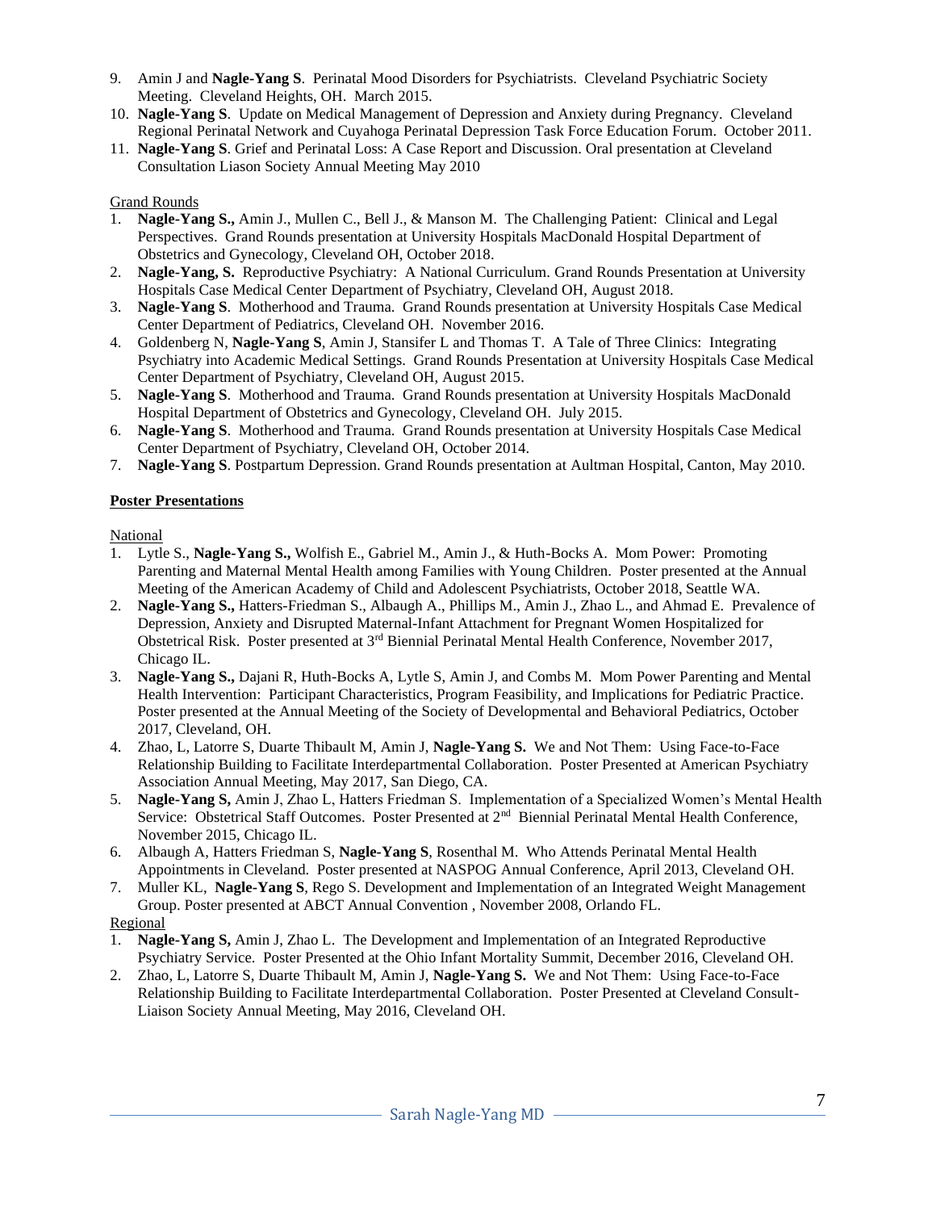9. Amin J and **Nagle-Yang S**. Perinatal Mood Disorders for Psychiatrists. Cleveland Psychiatric Society Meeting. Cleveland Heights, OH. March 2015.
10. **Nagle-Yang S**. Update on Medical Management of Depression and Anxiety during Pregnancy. Cleveland Regional Perinatal Network and Cuyahoga Perinatal Depression Task Force Education Forum. October 2011.
11. **Nagle-Yang S**. Grief and Perinatal Loss: A Case Report and Discussion. Oral presentation at Cleveland Consultation Liason Society Annual Meeting May 2010

Grand Rounds

1. **Nagle-Yang S.,** Amin J., Mullen C., Bell J., & Manson M. The Challenging Patient: Clinical and Legal Perspectives. Grand Rounds presentation at University Hospitals MacDonald Hospital Department of Obstetrics and Gynecology, Cleveland OH, October 2018.
2. **Nagle-Yang, S.** Reproductive Psychiatry: A National Curriculum. Grand Rounds Presentation at University Hospitals Case Medical Center Department of Psychiatry, Cleveland OH, August 2018.
3. **Nagle-Yang S**. Motherhood and Trauma. Grand Rounds presentation at University Hospitals Case Medical Center Department of Pediatrics, Cleveland OH. November 2016.
4. Goldenberg N, **Nagle-Yang S**, Amin J, Stansifer L and Thomas T. A Tale of Three Clinics: Integrating Psychiatry into Academic Medical Settings. Grand Rounds Presentation at University Hospitals Case Medical Center Department of Psychiatry, Cleveland OH, August 2015.
5. **Nagle-Yang S**. Motherhood and Trauma. Grand Rounds presentation at University Hospitals MacDonald Hospital Department of Obstetrics and Gynecology, Cleveland OH. July 2015.
6. **Nagle-Yang S**. Motherhood and Trauma. Grand Rounds presentation at University Hospitals Case Medical Center Department of Psychiatry, Cleveland OH, October 2014.
7. **Nagle-Yang S**. Postpartum Depression. Grand Rounds presentation at Aultman Hospital, Canton, May 2010.

## Poster Presentations

National

1. Lytle S., **Nagle-Yang S.,** Wolfish E., Gabriel M., Amin J., & Huth-Bocks A. Mom Power: Promoting Parenting and Maternal Mental Health among Families with Young Children. Poster presented at the Annual Meeting of the American Academy of Child and Adolescent Psychiatrists, October 2018, Seattle WA.
2. **Nagle-Yang S.,** Hatters-Friedman S., Albaugh A., Phillips M., Amin J., Zhao L., and Ahmad E. Prevalence of Depression, Anxiety and Disrupted Maternal-Infant Attachment for Pregnant Women Hospitalized for Obstetrical Risk. Poster presented at 3rd Biennial Perinatal Mental Health Conference, November 2017, Chicago IL.
3. **Nagle-Yang S.,** Dajani R, Huth-Bocks A, Lytle S, Amin J, and Combs M. Mom Power Parenting and Mental Health Intervention: Participant Characteristics, Program Feasibility, and Implications for Pediatric Practice. Poster presented at the Annual Meeting of the Society of Developmental and Behavioral Pediatrics, October 2017, Cleveland, OH.
4. Zhao, L, Latorre S, Duarte Thibault M, Amin J, **Nagle-Yang S.** We and Not Them: Using Face-to-Face Relationship Building to Facilitate Interdepartmental Collaboration. Poster Presented at American Psychiatry Association Annual Meeting, May 2017, San Diego, CA.
5. **Nagle-Yang S,** Amin J, Zhao L, Hatters Friedman S. Implementation of a Specialized Women's Mental Health Service: Obstetrical Staff Outcomes. Poster Presented at 2nd Biennial Perinatal Mental Health Conference, November 2015, Chicago IL.
6. Albaugh A, Hatters Friedman S, **Nagle-Yang S**, Rosenthal M. Who Attends Perinatal Mental Health Appointments in Cleveland. Poster presented at NASPOG Annual Conference, April 2013, Cleveland OH.
7. Muller KL, **Nagle-Yang S**, Rego S. Development and Implementation of an Integrated Weight Management Group. Poster presented at ABCT Annual Convention , November 2008, Orlando FL.

Regional

1. **Nagle-Yang S,** Amin J, Zhao L. The Development and Implementation of an Integrated Reproductive Psychiatry Service. Poster Presented at the Ohio Infant Mortality Summit, December 2016, Cleveland OH.
2. Zhao, L, Latorre S, Duarte Thibault M, Amin J, **Nagle-Yang S.** We and Not Them: Using Face-to-Face Relationship Building to Facilitate Interdepartmental Collaboration. Poster Presented at Cleveland Consult-Liaison Society Annual Meeting, May 2016, Cleveland OH.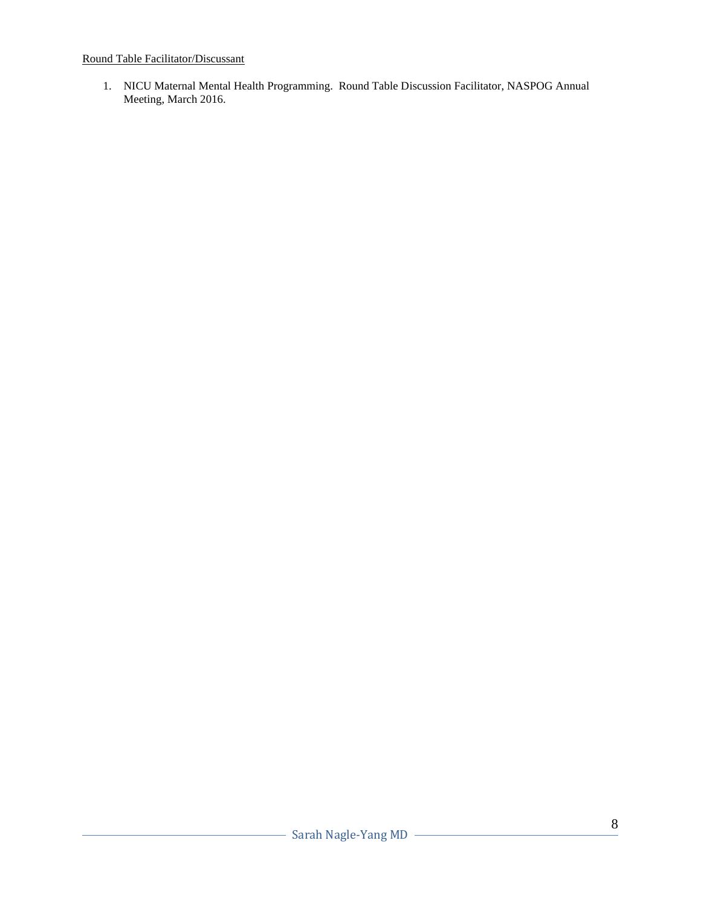Round Table Facilitator/Discussant

1. NICU Maternal Mental Health Programming. Round Table Discussion Facilitator, NASPOG Annual Meeting, March 2016.